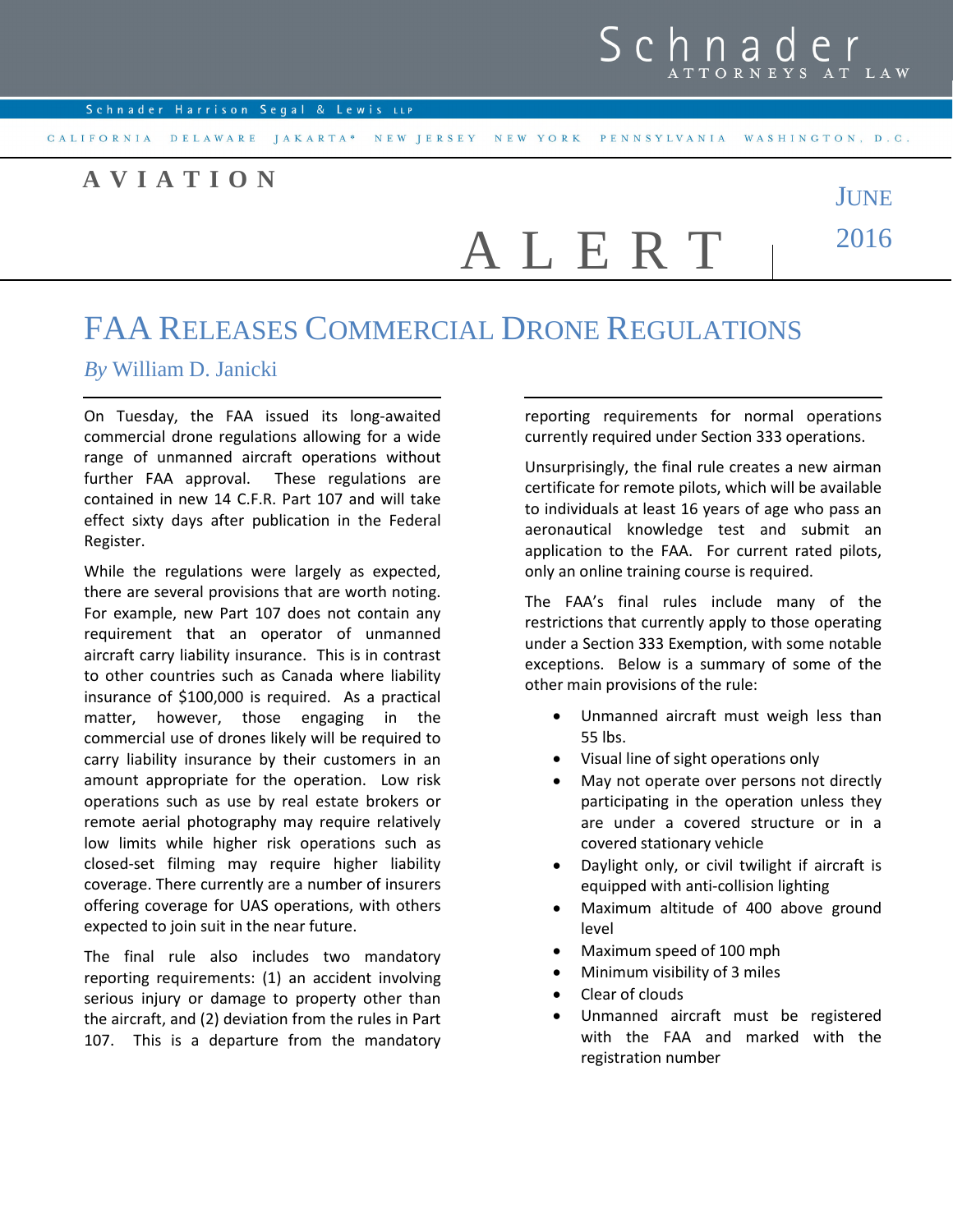# FAA Releases Commercial Drone Regulations

*By* William D. Janicki

On Tuesday, the FAA issued its long-awaited commercial drone regulations allowing for a wide range of unmanned aircraft operations without further FAA approval. These regulations are contained in new 14 C.F.R. Part 107 and will take effect sixty days after publication in the Federal Register.

While the regulations were largely as expected, there are several provisions that are worth noting. For example, new Part 107 does not contain any requirement that an operator of unmanned aircraft carry liability insurance. This is in contrast to other countries such as Canada where liability insurance of $100,000 is required. As a practical matter, however, those engaging in the commercial use of drones likely will be required to carry liability insurance by their customers in an amount appropriate for the operation. Low risk operations such as use by real estate brokers or remote aerial photography may require relatively low limits while higher risk operations such as closed-set filming may require higher liability coverage. There currently are a number of insurers offering coverage for UAS operations, with others expected to join suit in the near future.

The final rule also includes two mandatory reporting requirements: (1) an accident involving serious injury or damage to property other than the aircraft, and (2) deviation from the rules in Part 107. This is a departure from the mandatory reporting requirements for normal operations currently required under Section 333 operations.

Unsurprisingly, the final rule creates a new airman certificate for remote pilots, which will be available to individuals at least 16 years of age who pass an aeronautical knowledge test and submit an application to the FAA. For current rated pilots, only an online training course is required.

The FAA's final rules include many of the restrictions that currently apply to those operating under a Section 333 Exemption, with some notable exceptions. Below is a summary of some of the other main provisions of the rule:

- Unmanned aircraft must weigh less than 55 lbs.
- Visual line of sight operations only
- May not operate over persons not directly participating in the operation unless they are under a covered structure or in a covered stationary vehicle
- Daylight only, or civil twilight if aircraft is equipped with anti-collision lighting
- Maximum altitude of 400 above ground level
- Maximum speed of 100 mph
- Minimum visibility of 3 miles
- Clear of clouds
- Unmanned aircraft must be registered with the FAA and marked with the registration number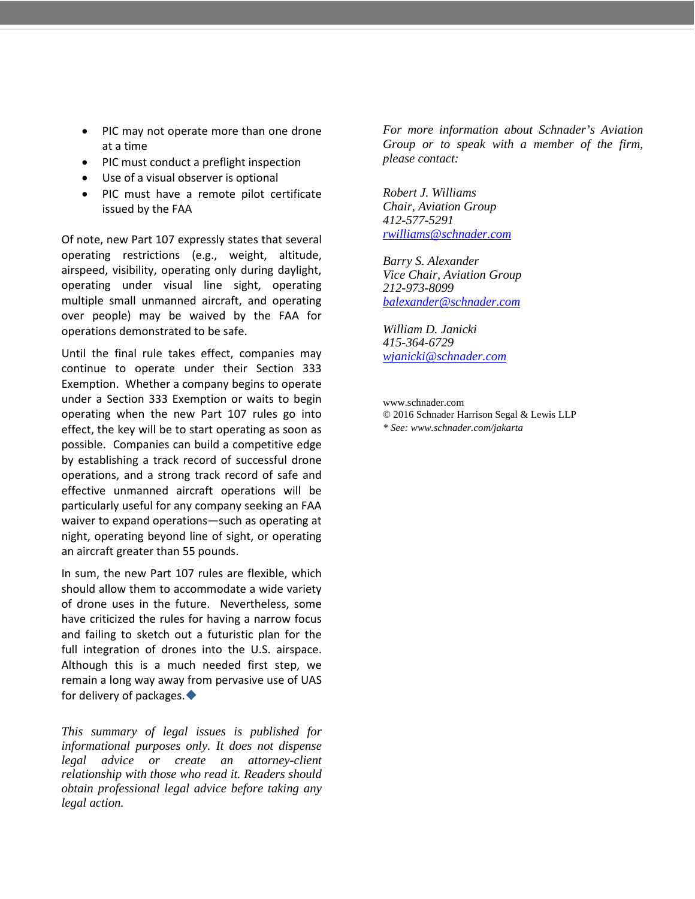- PIC may not operate more than one drone at a time
- PIC must conduct a preflight inspection
- Use of a visual observer is optional
- PIC must have a remote pilot certificate issued by the FAA

Of note, new Part 107 expressly states that several operating restrictions (e.g., weight, altitude, airspeed, visibility, operating only during daylight, operating under visual line sight, operating multiple small unmanned aircraft, and operating over people) may be waived by the FAA for operations demonstrated to be safe.

Until the final rule takes effect, companies may continue to operate under their Section 333 Exemption. Whether a company begins to operate under a Section 333 Exemption or waits to begin operating when the new Part 107 rules go into effect, the key will be to start operating as soon as possible. Companies can build a competitive edge by establishing a track record of successful drone operations, and a strong track record of safe and effective unmanned aircraft operations will be particularly useful for any company seeking an FAA waiver to expand operations—such as operating at night, operating beyond line of sight, or operating an aircraft greater than 55 pounds.

In sum, the new Part 107 rules are flexible, which should allow them to accommodate a wide variety of drone uses in the future. Nevertheless, some have criticized the rules for having a narrow focus and failing to sketch out a futuristic plan for the full integration of drones into the U.S. airspace. Although this is a much needed first step, we remain a long way away from pervasive use of UAS for delivery of packages.◆

*This summary of legal issues is published for informational purposes only. It does not dispense legal advice or create an attorney-client relationship with those who read it. Readers should obtain professional legal advice before taking any legal action.*

*For more information about Schnader's Aviation Group or to speak with a member of the firm, please contact:*

*Robert J. Williams*
*Chair, Aviation Group*
*412-577-5291*
*rwilliams@schnader.com*

*Barry S. Alexander*
*Vice Chair, Aviation Group*
*212-973-8099*
*balexander@schnader.com*

*William D. Janicki*
*415-364-6729*
*wjanicki@schnader.com*

www.schnader.com
© 2016 Schnader Harrison Segal & Lewis LLP
*\* See: www.schnader.com/jakarta*